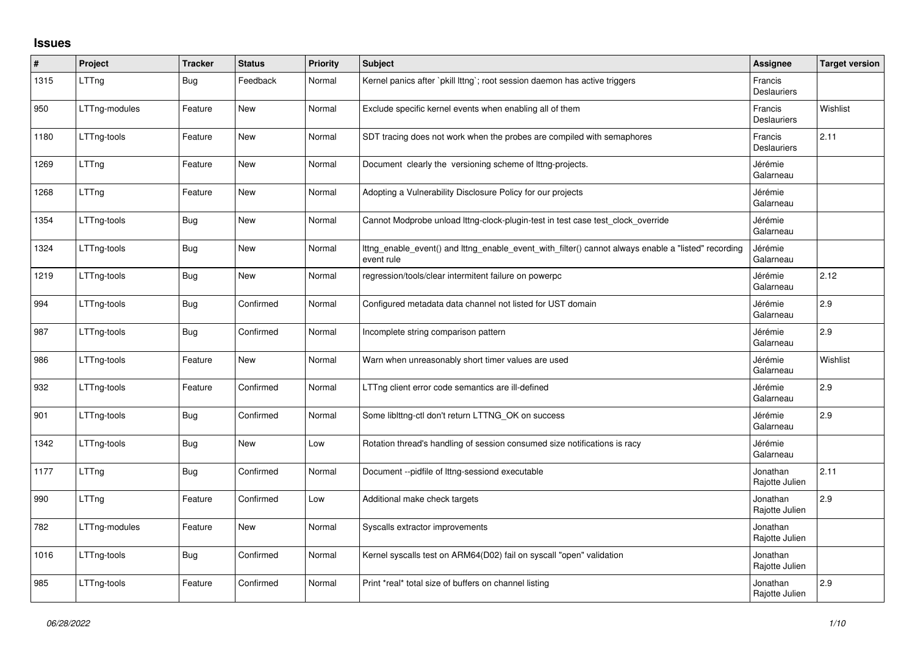## Issues

| # | Project | Tracker | Status | Priority | Subject | Assignee | Target version |
|---|---|---|---|---|---|---|---|
| 1315 | LTTng | Bug | Feedback | Normal | Kernel panics after `pkill lttng`; root session daemon has active triggers | Francis Deslauriers | |
| 950 | LTTng-modules | Feature | New | Normal | Exclude specific kernel events when enabling all of them | Francis Deslauriers | Wishlist |
| 1180 | LTTng-tools | Feature | New | Normal | SDT tracing does not work when the probes are compiled with semaphores | Francis Deslauriers | 2.11 |
| 1269 | LTTng | Feature | New | Normal | Document clearly the versioning scheme of lttng-projects. | Jérémie Galarneau | |
| 1268 | LTTng | Feature | New | Normal | Adopting a Vulnerability Disclosure Policy for our projects | Jérémie Galarneau | |
| 1354 | LTTng-tools | Bug | New | Normal | Cannot Modprobe unload lttng-clock-plugin-test in test case test_clock_override | Jérémie Galarneau | |
| 1324 | LTTng-tools | Bug | New | Normal | lttng_enable_event() and lttng_enable_event_with_filter() cannot always enable a "listed" recording event rule | Jérémie Galarneau | |
| 1219 | LTTng-tools | Bug | New | Normal | regression/tools/clear intermitent failure on powerpc | Jérémie Galarneau | 2.12 |
| 994 | LTTng-tools | Bug | Confirmed | Normal | Configured metadata data channel not listed for UST domain | Jérémie Galarneau | 2.9 |
| 987 | LTTng-tools | Bug | Confirmed | Normal | Incomplete string comparison pattern | Jérémie Galarneau | 2.9 |
| 986 | LTTng-tools | Feature | New | Normal | Warn when unreasonably short timer values are used | Jérémie Galarneau | Wishlist |
| 932 | LTTng-tools | Feature | Confirmed | Normal | LTTng client error code semantics are ill-defined | Jérémie Galarneau | 2.9 |
| 901 | LTTng-tools | Bug | Confirmed | Normal | Some liblttng-ctl don't return LTTNG_OK on success | Jérémie Galarneau | 2.9 |
| 1342 | LTTng-tools | Bug | New | Low | Rotation thread's handling of session consumed size notifications is racy | Jérémie Galarneau | |
| 1177 | LTTng | Bug | Confirmed | Normal | Document --pidfile of lttng-sessiond executable | Jonathan Rajotte Julien | 2.11 |
| 990 | LTTng | Feature | Confirmed | Low | Additional make check targets | Jonathan Rajotte Julien | 2.9 |
| 782 | LTTng-modules | Feature | New | Normal | Syscalls extractor improvements | Jonathan Rajotte Julien | |
| 1016 | LTTng-tools | Bug | Confirmed | Normal | Kernel syscalls test on ARM64(D02) fail on syscall "open" validation | Jonathan Rajotte Julien | |
| 985 | LTTng-tools | Feature | Confirmed | Normal | Print *real* total size of buffers on channel listing | Jonathan Rajotte Julien | 2.9 |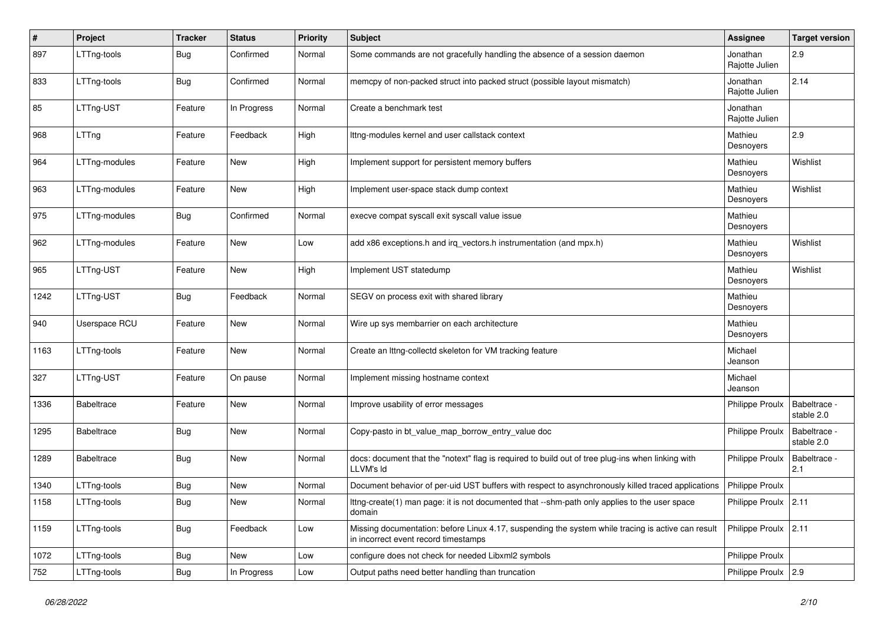| # | Project | Tracker | Status | Priority | Subject | Assignee | Target version |
|---|---|---|---|---|---|---|---|
| 897 | LTTng-tools | Bug | Confirmed | Normal | Some commands are not gracefully handling the absence of a session daemon | Jonathan Rajotte Julien | 2.9 |
| 833 | LTTng-tools | Bug | Confirmed | Normal | memcpy of non-packed struct into packed struct (possible layout mismatch) | Jonathan Rajotte Julien | 2.14 |
| 85 | LTTng-UST | Feature | In Progress | Normal | Create a benchmark test | Jonathan Rajotte Julien | |
| 968 | LTTng | Feature | Feedback | High | lttng-modules kernel and user callstack context | Mathieu Desnoyers | 2.9 |
| 964 | LTTng-modules | Feature | New | High | Implement support for persistent memory buffers | Mathieu Desnoyers | Wishlist |
| 963 | LTTng-modules | Feature | New | High | Implement user-space stack dump context | Mathieu Desnoyers | Wishlist |
| 975 | LTTng-modules | Bug | Confirmed | Normal | execve compat syscall exit syscall value issue | Mathieu Desnoyers | |
| 962 | LTTng-modules | Feature | New | Low | add x86 exceptions.h and irq_vectors.h instrumentation (and mpx.h) | Mathieu Desnoyers | Wishlist |
| 965 | LTTng-UST | Feature | New | High | Implement UST statedump | Mathieu Desnoyers | Wishlist |
| 1242 | LTTng-UST | Bug | Feedback | Normal | SEGV on process exit with shared library | Mathieu Desnoyers | |
| 940 | Userspace RCU | Feature | New | Normal | Wire up sys membarrier on each architecture | Mathieu Desnoyers | |
| 1163 | LTTng-tools | Feature | New | Normal | Create an lttng-collectd skeleton for VM tracking feature | Michael Jeanson | |
| 327 | LTTng-UST | Feature | On pause | Normal | Implement missing hostname context | Michael Jeanson | |
| 1336 | Babeltrace | Feature | New | Normal | Improve usability of error messages | Philippe Proulx | Babeltrace - stable 2.0 |
| 1295 | Babeltrace | Bug | New | Normal | Copy-pasto in bt_value_map_borrow_entry_value doc | Philippe Proulx | Babeltrace - stable 2.0 |
| 1289 | Babeltrace | Bug | New | Normal | docs: document that the "notext" flag is required to build out of tree plug-ins when linking with LLVM's ld | Philippe Proulx | Babeltrace - 2.1 |
| 1340 | LTTng-tools | Bug | New | Normal | Document behavior of per-uid UST buffers with respect to asynchronously killed traced applications | Philippe Proulx | |
| 1158 | LTTng-tools | Bug | New | Normal | lttng-create(1) man page: it is not documented that --shm-path only applies to the user space domain | Philippe Proulx | 2.11 |
| 1159 | LTTng-tools | Bug | Feedback | Low | Missing documentation: before Linux 4.17, suspending the system while tracing is active can result in incorrect event record timestamps | Philippe Proulx | 2.11 |
| 1072 | LTTng-tools | Bug | New | Low | configure does not check for needed Libxml2 symbols | Philippe Proulx | |
| 752 | LTTng-tools | Bug | In Progress | Low | Output paths need better handling than truncation | Philippe Proulx | 2.9 |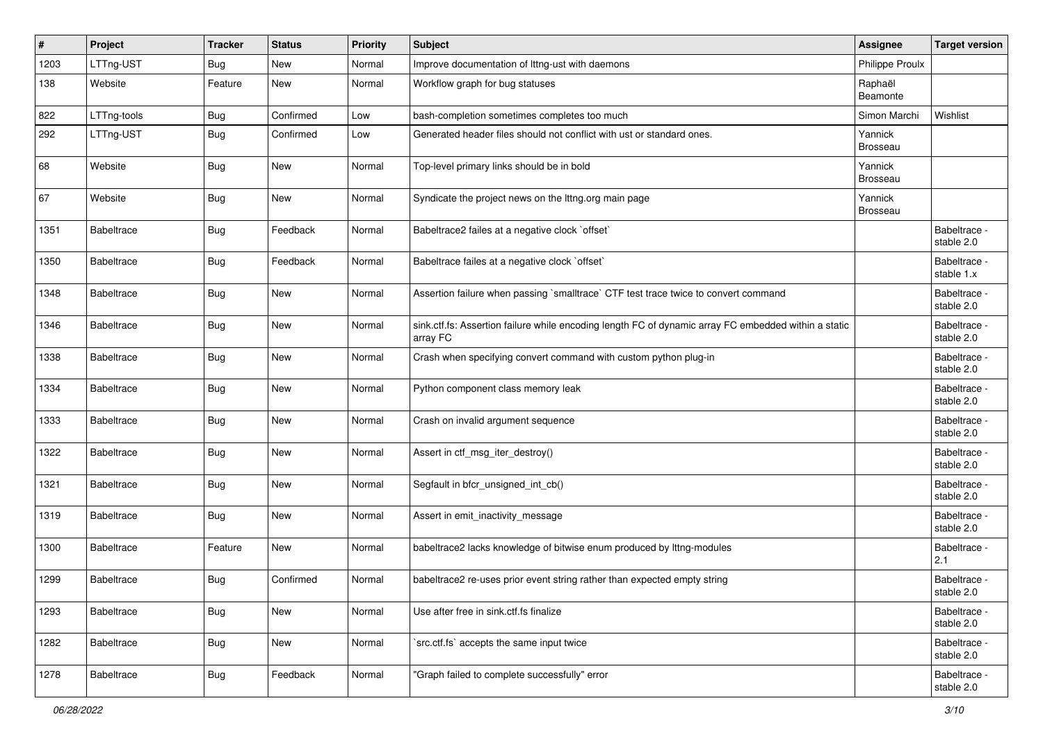| # | Project | Tracker | Status | Priority | Subject | Assignee | Target version |
|---|---|---|---|---|---|---|---|
| 1203 | LTTng-UST | Bug | New | Normal | Improve documentation of lttng-ust with daemons | Philippe Proulx | |
| 138 | Website | Feature | New | Normal | Workflow graph for bug statuses | Raphaël Beamonte | |
| 822 | LTTng-tools | Bug | Confirmed | Low | bash-completion sometimes completes too much | Simon Marchi | Wishlist |
| 292 | LTTng-UST | Bug | Confirmed | Low | Generated header files should not conflict with ust or standard ones. | Yannick Brosseau | |
| 68 | Website | Bug | New | Normal | Top-level primary links should be in bold | Yannick Brosseau | |
| 67 | Website | Bug | New | Normal | Syndicate the project news on the lttng.org main page | Yannick Brosseau | |
| 1351 | Babeltrace | Bug | Feedback | Normal | Babeltrace2 failes at a negative clock `offset` | | Babeltrace - stable 2.0 |
| 1350 | Babeltrace | Bug | Feedback | Normal | Babeltrace failes at a negative clock `offset` | | Babeltrace - stable 1.x |
| 1348 | Babeltrace | Bug | New | Normal | Assertion failure when passing `smalltrace` CTF test trace twice to convert command | | Babeltrace - stable 2.0 |
| 1346 | Babeltrace | Bug | New | Normal | sink.ctf.fs: Assertion failure while encoding length FC of dynamic array FC embedded within a static array FC | | Babeltrace - stable 2.0 |
| 1338 | Babeltrace | Bug | New | Normal | Crash when specifying convert command with custom python plug-in | | Babeltrace - stable 2.0 |
| 1334 | Babeltrace | Bug | New | Normal | Python component class memory leak | | Babeltrace - stable 2.0 |
| 1333 | Babeltrace | Bug | New | Normal | Crash on invalid argument sequence | | Babeltrace - stable 2.0 |
| 1322 | Babeltrace | Bug | New | Normal | Assert in ctf_msg_iter_destroy() | | Babeltrace - stable 2.0 |
| 1321 | Babeltrace | Bug | New | Normal | Segfault in bfcr_unsigned_int_cb() | | Babeltrace - stable 2.0 |
| 1319 | Babeltrace | Bug | New | Normal | Assert in emit_inactivity_message | | Babeltrace - stable 2.0 |
| 1300 | Babeltrace | Feature | New | Normal | babeltrace2 lacks knowledge of bitwise enum produced by lttng-modules | | Babeltrace - 2.1 |
| 1299 | Babeltrace | Bug | Confirmed | Normal | babeltrace2 re-uses prior event string rather than expected empty string | | Babeltrace - stable 2.0 |
| 1293 | Babeltrace | Bug | New | Normal | Use after free in sink.ctf.fs finalize | | Babeltrace - stable 2.0 |
| 1282 | Babeltrace | Bug | New | Normal | `src.ctf.fs` accepts the same input twice | | Babeltrace - stable 2.0 |
| 1278 | Babeltrace | Bug | Feedback | Normal | "Graph failed to complete successfully" error | | Babeltrace - stable 2.0 |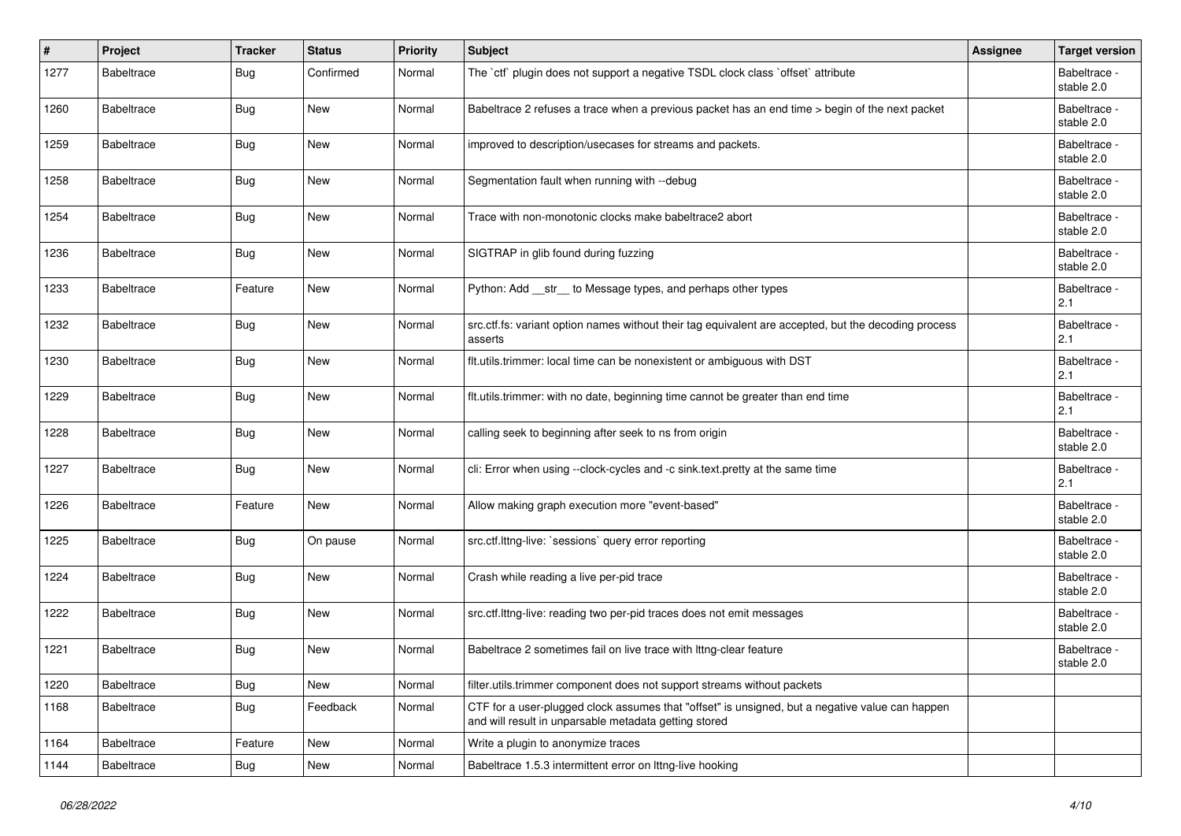| # | Project | Tracker | Status | Priority | Subject | Assignee | Target version |
|---|---|---|---|---|---|---|---|
| 1277 | Babeltrace | Bug | Confirmed | Normal | The `ctf` plugin does not support a negative TSDL clock class `offset` attribute | | Babeltrace - stable 2.0 |
| 1260 | Babeltrace | Bug | New | Normal | Babeltrace 2 refuses a trace when a previous packet has an end time > begin of the next packet | | Babeltrace - stable 2.0 |
| 1259 | Babeltrace | Bug | New | Normal | improved to description/usecases for streams and packets. | | Babeltrace - stable 2.0 |
| 1258 | Babeltrace | Bug | New | Normal | Segmentation fault when running with --debug | | Babeltrace - stable 2.0 |
| 1254 | Babeltrace | Bug | New | Normal | Trace with non-monotonic clocks make babeltrace2 abort | | Babeltrace - stable 2.0 |
| 1236 | Babeltrace | Bug | New | Normal | SIGTRAP in glib found during fuzzing | | Babeltrace - stable 2.0 |
| 1233 | Babeltrace | Feature | New | Normal | Python: Add __str__ to Message types, and perhaps other types | | Babeltrace - 2.1 |
| 1232 | Babeltrace | Bug | New | Normal | src.ctf.fs: variant option names without their tag equivalent are accepted, but the decoding process asserts | | Babeltrace - 2.1 |
| 1230 | Babeltrace | Bug | New | Normal | flt.utils.trimmer: local time can be nonexistent or ambiguous with DST | | Babeltrace - 2.1 |
| 1229 | Babeltrace | Bug | New | Normal | flt.utils.trimmer: with no date, beginning time cannot be greater than end time | | Babeltrace - 2.1 |
| 1228 | Babeltrace | Bug | New | Normal | calling seek to beginning after seek to ns from origin | | Babeltrace - stable 2.0 |
| 1227 | Babeltrace | Bug | New | Normal | cli: Error when using --clock-cycles and -c sink.text.pretty at the same time | | Babeltrace - 2.1 |
| 1226 | Babeltrace | Feature | New | Normal | Allow making graph execution more "event-based" | | Babeltrace - stable 2.0 |
| 1225 | Babeltrace | Bug | On pause | Normal | src.ctf.lttng-live: `sessions` query error reporting | | Babeltrace - stable 2.0 |
| 1224 | Babeltrace | Bug | New | Normal | Crash while reading a live per-pid trace | | Babeltrace - stable 2.0 |
| 1222 | Babeltrace | Bug | New | Normal | src.ctf.lttng-live: reading two per-pid traces does not emit messages | | Babeltrace - stable 2.0 |
| 1221 | Babeltrace | Bug | New | Normal | Babeltrace 2 sometimes fail on live trace with lttng-clear feature | | Babeltrace - stable 2.0 |
| 1220 | Babeltrace | Bug | New | Normal | filter.utils.trimmer component does not support streams without packets | | |
| 1168 | Babeltrace | Bug | Feedback | Normal | CTF for a user-plugged clock assumes that "offset" is unsigned, but a negative value can happen and will result in unparsable metadata getting stored | | |
| 1164 | Babeltrace | Feature | New | Normal | Write a plugin to anonymize traces | | |
| 1144 | Babeltrace | Bug | New | Normal | Babeltrace 1.5.3 intermittent error on lttng-live hooking | | |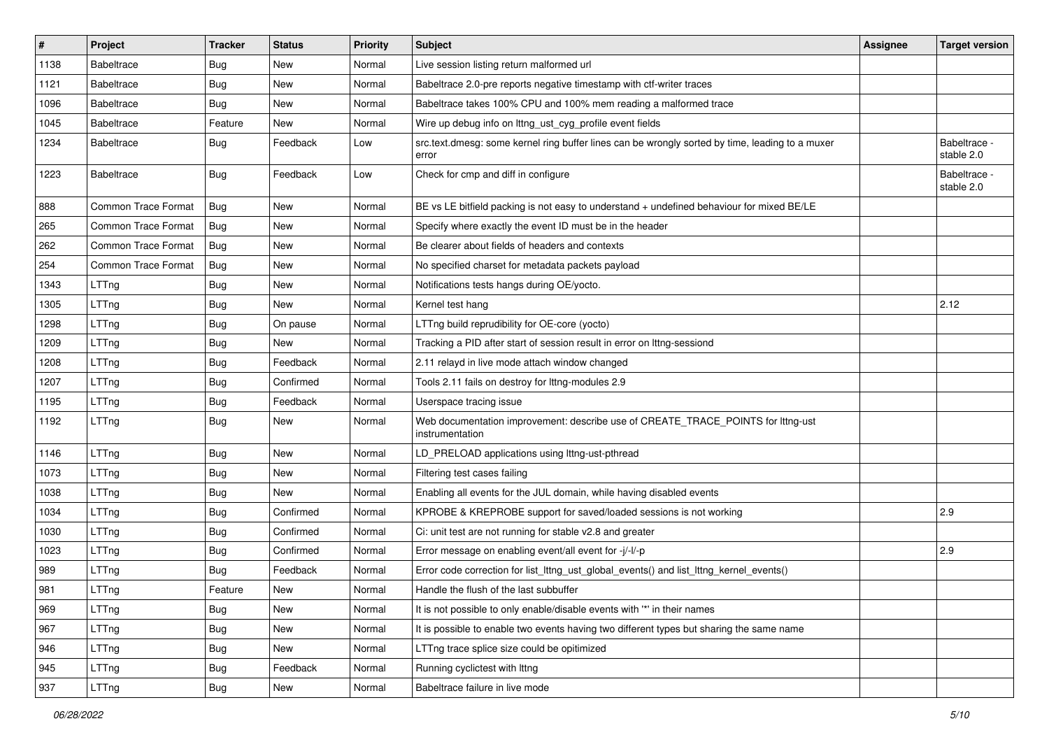| # | Project | Tracker | Status | Priority | Subject | Assignee | Target version |
|---|---|---|---|---|---|---|---|
| 1138 | Babeltrace | Bug | New | Normal | Live session listing return malformed url | | |
| 1121 | Babeltrace | Bug | New | Normal | Babeltrace 2.0-pre reports negative timestamp with ctf-writer traces | | |
| 1096 | Babeltrace | Bug | New | Normal | Babeltrace takes 100% CPU and 100% mem reading a malformed trace | | |
| 1045 | Babeltrace | Feature | New | Normal | Wire up debug info on lttng_ust_cyg_profile event fields | | |
| 1234 | Babeltrace | Bug | Feedback | Low | src.text.dmesg: some kernel ring buffer lines can be wrongly sorted by time, leading to a muxer error | | Babeltrace - stable 2.0 |
| 1223 | Babeltrace | Bug | Feedback | Low | Check for cmp and diff in configure | | Babeltrace - stable 2.0 |
| 888 | Common Trace Format | Bug | New | Normal | BE vs LE bitfield packing is not easy to understand + undefined behaviour for mixed BE/LE | | |
| 265 | Common Trace Format | Bug | New | Normal | Specify where exactly the event ID must be in the header | | |
| 262 | Common Trace Format | Bug | New | Normal | Be clearer about fields of headers and contexts | | |
| 254 | Common Trace Format | Bug | New | Normal | No specified charset for metadata packets payload | | |
| 1343 | LTTng | Bug | New | Normal | Notifications tests hangs during OE/yocto. | | |
| 1305 | LTTng | Bug | New | Normal | Kernel test hang | | 2.12 |
| 1298 | LTTng | Bug | On pause | Normal | LTTng build reprudibility for OE-core (yocto) | | |
| 1209 | LTTng | Bug | New | Normal | Tracking a PID after start of session result in error on lttng-sessiond | | |
| 1208 | LTTng | Bug | Feedback | Normal | 2.11 relayd in live mode attach window changed | | |
| 1207 | LTTng | Bug | Confirmed | Normal | Tools 2.11 fails on destroy for lttng-modules 2.9 | | |
| 1195 | LTTng | Bug | Feedback | Normal | Userspace tracing issue | | |
| 1192 | LTTng | Bug | New | Normal | Web documentation improvement: describe use of CREATE_TRACE_POINTS for lttng-ust instrumentation | | |
| 1146 | LTTng | Bug | New | Normal | LD_PRELOAD applications using lttng-ust-pthread | | |
| 1073 | LTTng | Bug | New | Normal | Filtering test cases failing | | |
| 1038 | LTTng | Bug | New | Normal | Enabling all events for the JUL domain, while having disabled events | | |
| 1034 | LTTng | Bug | Confirmed | Normal | KPROBE & KREPROBE support for saved/loaded sessions is not working | | 2.9 |
| 1030 | LTTng | Bug | Confirmed | Normal | Ci: unit test are not running for stable v2.8 and greater | | |
| 1023 | LTTng | Bug | Confirmed | Normal | Error message on enabling event/all event for -j/-l/-p | | 2.9 |
| 989 | LTTng | Bug | Feedback | Normal | Error code correction for list_lttng_ust_global_events() and list_lttng_kernel_events() | | |
| 981 | LTTng | Feature | New | Normal | Handle the flush of the last subbuffer | | |
| 969 | LTTng | Bug | New | Normal | It is not possible to only enable/disable events with '*' in their names | | |
| 967 | LTTng | Bug | New | Normal | It is possible to enable two events having two different types but sharing the same name | | |
| 946 | LTTng | Bug | New | Normal | LTTng trace splice size could be opitimized | | |
| 945 | LTTng | Bug | Feedback | Normal | Running cyclictest with lttng | | |
| 937 | LTTng | Bug | New | Normal | Babeltrace failure in live mode | | |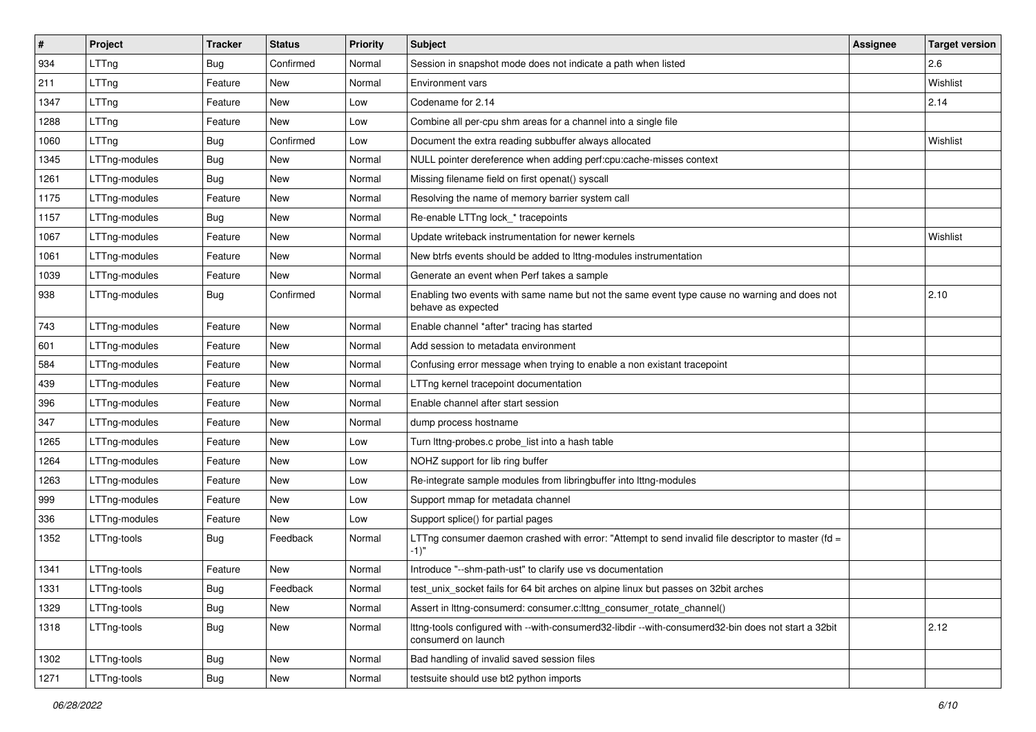| # | Project | Tracker | Status | Priority | Subject | Assignee | Target version |
|---|---|---|---|---|---|---|---|
| 934 | LTTng | Bug | Confirmed | Normal | Session in snapshot mode does not indicate a path when listed | | 2.6 |
| 211 | LTTng | Feature | New | Normal | Environment vars | | Wishlist |
| 1347 | LTTng | Feature | New | Low | Codename for 2.14 | | 2.14 |
| 1288 | LTTng | Feature | New | Low | Combine all per-cpu shm areas for a channel into a single file | | |
| 1060 | LTTng | Bug | Confirmed | Low | Document the extra reading subbuffer always allocated | | Wishlist |
| 1345 | LTTng-modules | Bug | New | Normal | NULL pointer dereference when adding perf:cpu:cache-misses context | | |
| 1261 | LTTng-modules | Bug | New | Normal | Missing filename field on first openat() syscall | | |
| 1175 | LTTng-modules | Feature | New | Normal | Resolving the name of memory barrier system call | | |
| 1157 | LTTng-modules | Bug | New | Normal | Re-enable LTTng lock_* tracepoints | | |
| 1067 | LTTng-modules | Feature | New | Normal | Update writeback instrumentation for newer kernels | | Wishlist |
| 1061 | LTTng-modules | Feature | New | Normal | New btrfs events should be added to lttng-modules instrumentation | | |
| 1039 | LTTng-modules | Feature | New | Normal | Generate an event when Perf takes a sample | | |
| 938 | LTTng-modules | Bug | Confirmed | Normal | Enabling two events with same name but not the same event type cause no warning and does not behave as expected | | 2.10 |
| 743 | LTTng-modules | Feature | New | Normal | Enable channel *after* tracing has started | | |
| 601 | LTTng-modules | Feature | New | Normal | Add session to metadata environment | | |
| 584 | LTTng-modules | Feature | New | Normal | Confusing error message when trying to enable a non existant tracepoint | | |
| 439 | LTTng-modules | Feature | New | Normal | LTTng kernel tracepoint documentation | | |
| 396 | LTTng-modules | Feature | New | Normal | Enable channel after start session | | |
| 347 | LTTng-modules | Feature | New | Normal | dump process hostname | | |
| 1265 | LTTng-modules | Feature | New | Low | Turn lttng-probes.c probe_list into a hash table | | |
| 1264 | LTTng-modules | Feature | New | Low | NOHZ support for lib ring buffer | | |
| 1263 | LTTng-modules | Feature | New | Low | Re-integrate sample modules from libringbuffer into lttng-modules | | |
| 999 | LTTng-modules | Feature | New | Low | Support mmap for metadata channel | | |
| 336 | LTTng-modules | Feature | New | Low | Support splice() for partial pages | | |
| 1352 | LTTng-tools | Bug | Feedback | Normal | LTTng consumer daemon crashed with error: "Attempt to send invalid file descriptor to master (fd = -1)" | | |
| 1341 | LTTng-tools | Feature | New | Normal | Introduce "--shm-path-ust" to clarify use vs documentation | | |
| 1331 | LTTng-tools | Bug | Feedback | Normal | test_unix_socket fails for 64 bit arches on alpine linux but passes on 32bit arches | | |
| 1329 | LTTng-tools | Bug | New | Normal | Assert in lttng-consumerd: consumer.c:lttng_consumer_rotate_channel() | | |
| 1318 | LTTng-tools | Bug | New | Normal | lttng-tools configured with --with-consumerd32-libdir --with-consumerd32-bin does not start a 32bit consumerd on launch | | 2.12 |
| 1302 | LTTng-tools | Bug | New | Normal | Bad handling of invalid saved session files | | |
| 1271 | LTTng-tools | Bug | New | Normal | testsuite should use bt2 python imports | | |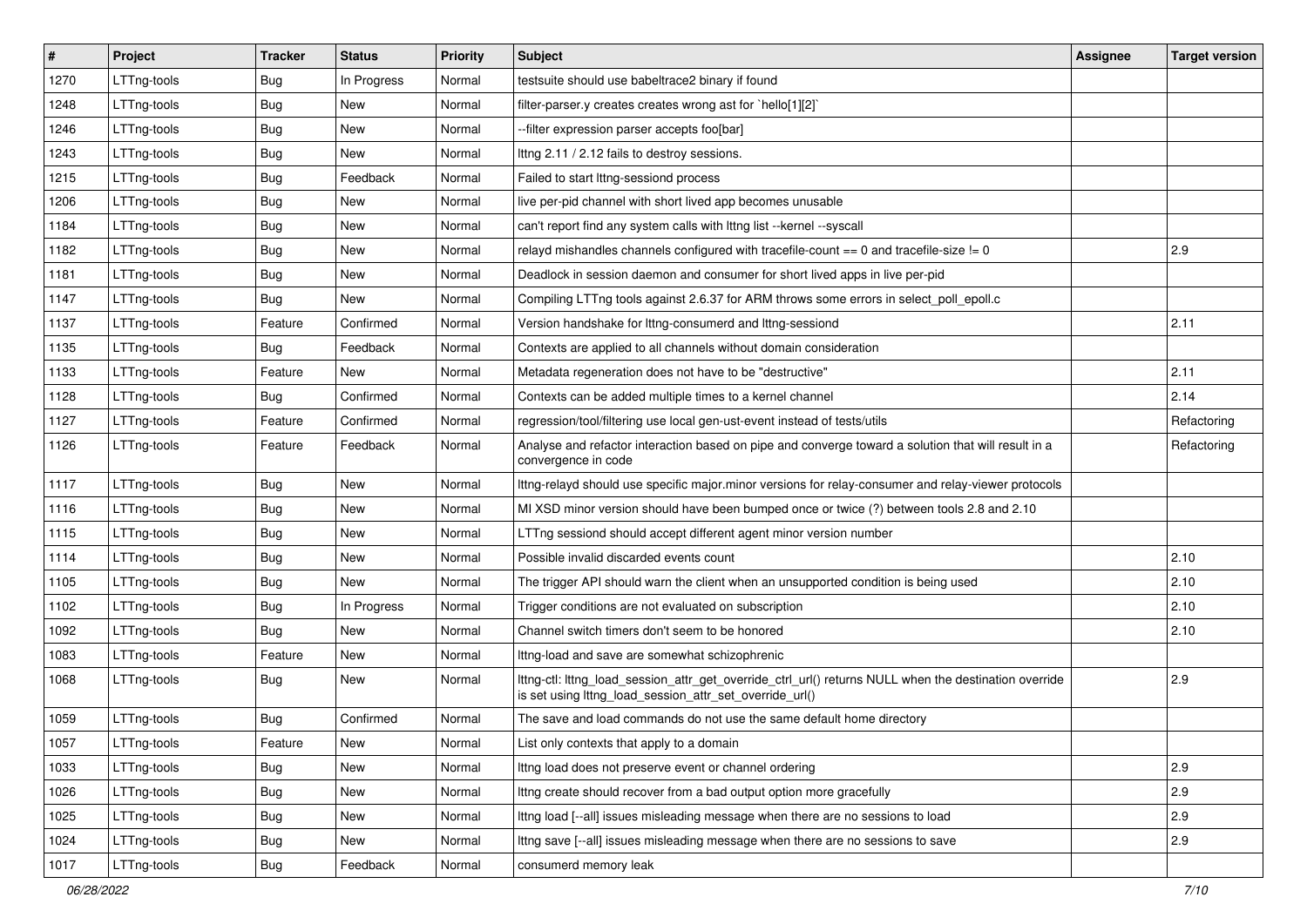| # | Project | Tracker | Status | Priority | Subject | Assignee | Target version |
|---|---|---|---|---|---|---|---|
| 1270 | LTTng-tools | Bug | In Progress | Normal | testsuite should use babeltrace2 binary if found | | |
| 1248 | LTTng-tools | Bug | New | Normal | filter-parser.y creates creates wrong ast for `hello[1][2]` | | |
| 1246 | LTTng-tools | Bug | New | Normal | --filter expression parser accepts foo[bar] | | |
| 1243 | LTTng-tools | Bug | New | Normal | lttng 2.11 / 2.12 fails to destroy sessions. | | |
| 1215 | LTTng-tools | Bug | Feedback | Normal | Failed to start lttng-sessiond process | | |
| 1206 | LTTng-tools | Bug | New | Normal | live per-pid channel with short lived app becomes unusable | | |
| 1184 | LTTng-tools | Bug | New | Normal | can't report find any system calls with lttng list --kernel --syscall | | |
| 1182 | LTTng-tools | Bug | New | Normal | relayd mishandles channels configured with tracefile-count == 0 and tracefile-size != 0 | | 2.9 |
| 1181 | LTTng-tools | Bug | New | Normal | Deadlock in session daemon and consumer for short lived apps in live per-pid | | |
| 1147 | LTTng-tools | Bug | New | Normal | Compiling LTTng tools against 2.6.37 for ARM throws some errors in select_poll_epoll.c | | |
| 1137 | LTTng-tools | Feature | Confirmed | Normal | Version handshake for lttng-consumerd and lttng-sessiond | | 2.11 |
| 1135 | LTTng-tools | Bug | Feedback | Normal | Contexts are applied to all channels without domain consideration | | |
| 1133 | LTTng-tools | Feature | New | Normal | Metadata regeneration does not have to be "destructive" | | 2.11 |
| 1128 | LTTng-tools | Bug | Confirmed | Normal | Contexts can be added multiple times to a kernel channel | | 2.14 |
| 1127 | LTTng-tools | Feature | Confirmed | Normal | regression/tool/filtering use local gen-ust-event instead of tests/utils | | Refactoring |
| 1126 | LTTng-tools | Feature | Feedback | Normal | Analyse and refactor interaction based on pipe and converge toward a solution that will result in a convergence in code | | Refactoring |
| 1117 | LTTng-tools | Bug | New | Normal | lttng-relayd should use specific major.minor versions for relay-consumer and relay-viewer protocols | | |
| 1116 | LTTng-tools | Bug | New | Normal | MI XSD minor version should have been bumped once or twice (?) between tools 2.8 and 2.10 | | |
| 1115 | LTTng-tools | Bug | New | Normal | LTTng sessiond should accept different agent minor version number | | |
| 1114 | LTTng-tools | Bug | New | Normal | Possible invalid discarded events count | | 2.10 |
| 1105 | LTTng-tools | Bug | New | Normal | The trigger API should warn the client when an unsupported condition is being used | | 2.10 |
| 1102 | LTTng-tools | Bug | In Progress | Normal | Trigger conditions are not evaluated on subscription | | 2.10 |
| 1092 | LTTng-tools | Bug | New | Normal | Channel switch timers don't seem to be honored | | 2.10 |
| 1083 | LTTng-tools | Feature | New | Normal | lttng-load and save are somewhat schizophrenic | | |
| 1068 | LTTng-tools | Bug | New | Normal | lttng-ctl: lttng_load_session_attr_get_override_ctrl_url() returns NULL when the destination override is set using lttng_load_session_attr_set_override_url() | | 2.9 |
| 1059 | LTTng-tools | Bug | Confirmed | Normal | The save and load commands do not use the same default home directory | | |
| 1057 | LTTng-tools | Feature | New | Normal | List only contexts that apply to a domain | | |
| 1033 | LTTng-tools | Bug | New | Normal | lttng load does not preserve event or channel ordering | | 2.9 |
| 1026 | LTTng-tools | Bug | New | Normal | lttng create should recover from a bad output option more gracefully | | 2.9 |
| 1025 | LTTng-tools | Bug | New | Normal | lttng load [--all] issues misleading message when there are no sessions to load | | 2.9 |
| 1024 | LTTng-tools | Bug | New | Normal | lttng save [--all] issues misleading message when there are no sessions to save | | 2.9 |
| 1017 | LTTng-tools | Bug | Feedback | Normal | consumerd memory leak | | |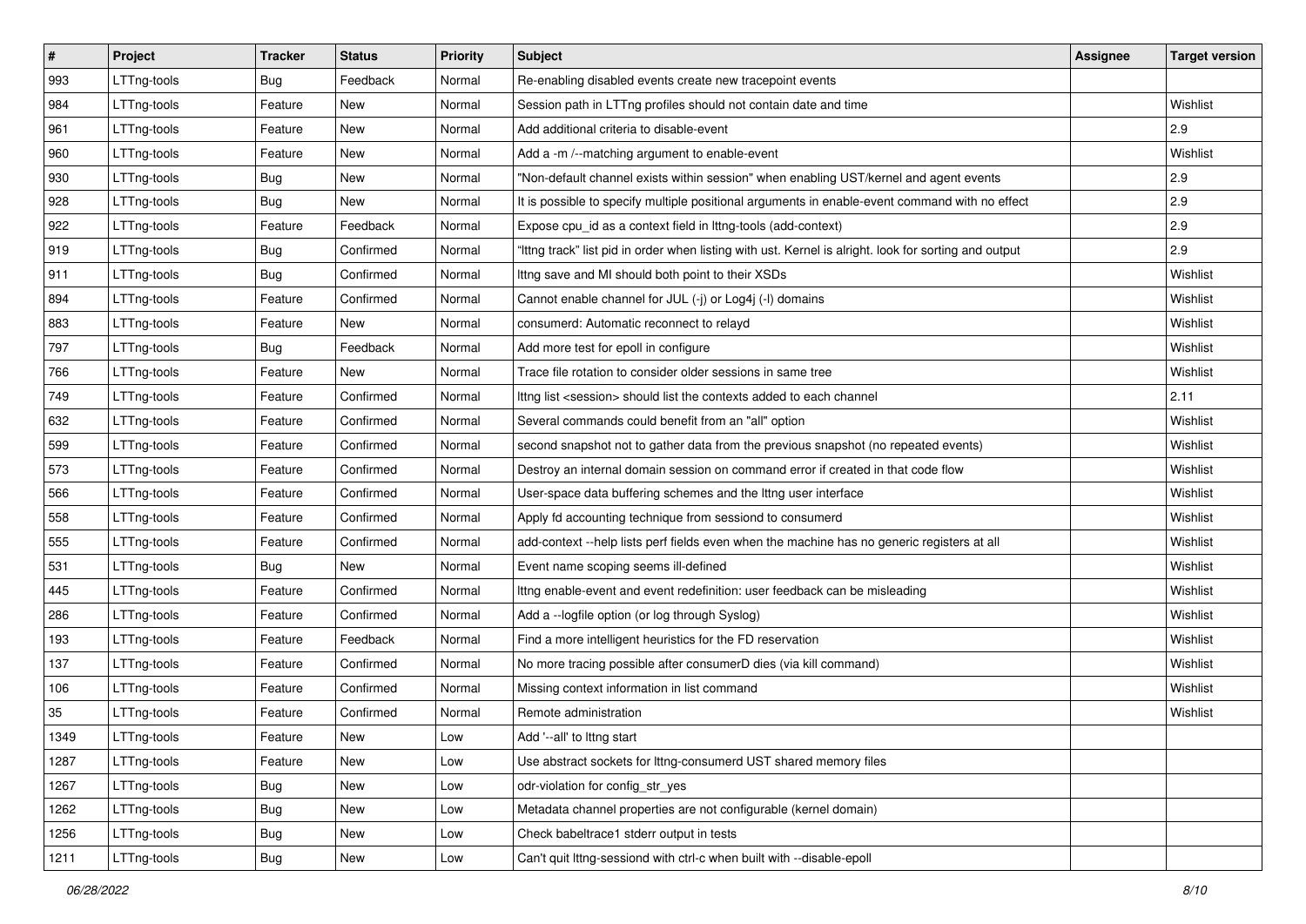| # | Project | Tracker | Status | Priority | Subject | Assignee | Target version |
|---|---|---|---|---|---|---|---|
| 993 | LTTng-tools | Bug | Feedback | Normal | Re-enabling disabled events create new tracepoint events | | |
| 984 | LTTng-tools | Feature | New | Normal | Session path in LTTng profiles should not contain date and time | | Wishlist |
| 961 | LTTng-tools | Feature | New | Normal | Add additional criteria to disable-event | | 2.9 |
| 960 | LTTng-tools | Feature | New | Normal | Add a -m /--matching argument to enable-event | | Wishlist |
| 930 | LTTng-tools | Bug | New | Normal | "Non-default channel exists within session" when enabling UST/kernel and agent events | | 2.9 |
| 928 | LTTng-tools | Bug | New | Normal | It is possible to specify multiple positional arguments in enable-event command with no effect | | 2.9 |
| 922 | LTTng-tools | Feature | Feedback | Normal | Expose cpu_id as a context field in lttng-tools (add-context) | | 2.9 |
| 919 | LTTng-tools | Bug | Confirmed | Normal | "lttng track" list pid in order when listing with ust. Kernel is alright. look for sorting and output | | 2.9 |
| 911 | LTTng-tools | Bug | Confirmed | Normal | lttng save and MI should both point to their XSDs | | Wishlist |
| 894 | LTTng-tools | Feature | Confirmed | Normal | Cannot enable channel for JUL (-j) or Log4j (-l) domains | | Wishlist |
| 883 | LTTng-tools | Feature | New | Normal | consumerd: Automatic reconnect to relayd | | Wishlist |
| 797 | LTTng-tools | Bug | Feedback | Normal | Add more test for epoll in configure | | Wishlist |
| 766 | LTTng-tools | Feature | New | Normal | Trace file rotation to consider older sessions in same tree | | Wishlist |
| 749 | LTTng-tools | Feature | Confirmed | Normal | lttng list <session> should list the contexts added to each channel | | 2.11 |
| 632 | LTTng-tools | Feature | Confirmed | Normal | Several commands could benefit from an "all" option | | Wishlist |
| 599 | LTTng-tools | Feature | Confirmed | Normal | second snapshot not to gather data from the previous snapshot (no repeated events) | | Wishlist |
| 573 | LTTng-tools | Feature | Confirmed | Normal | Destroy an internal domain session on command error if created in that code flow | | Wishlist |
| 566 | LTTng-tools | Feature | Confirmed | Normal | User-space data buffering schemes and the lttng user interface | | Wishlist |
| 558 | LTTng-tools | Feature | Confirmed | Normal | Apply fd accounting technique from sessiond to consumerd | | Wishlist |
| 555 | LTTng-tools | Feature | Confirmed | Normal | add-context --help lists perf fields even when the machine has no generic registers at all | | Wishlist |
| 531 | LTTng-tools | Bug | New | Normal | Event name scoping seems ill-defined | | Wishlist |
| 445 | LTTng-tools | Feature | Confirmed | Normal | lttng enable-event and event redefinition: user feedback can be misleading | | Wishlist |
| 286 | LTTng-tools | Feature | Confirmed | Normal | Add a --logfile option (or log through Syslog) | | Wishlist |
| 193 | LTTng-tools | Feature | Feedback | Normal | Find a more intelligent heuristics for the FD reservation | | Wishlist |
| 137 | LTTng-tools | Feature | Confirmed | Normal | No more tracing possible after consumerD dies (via kill command) | | Wishlist |
| 106 | LTTng-tools | Feature | Confirmed | Normal | Missing context information in list command | | Wishlist |
| 35 | LTTng-tools | Feature | Confirmed | Normal | Remote administration | | Wishlist |
| 1349 | LTTng-tools | Feature | New | Low | Add '--all' to lttng start | | |
| 1287 | LTTng-tools | Feature | New | Low | Use abstract sockets for lttng-consumerd UST shared memory files | | |
| 1267 | LTTng-tools | Bug | New | Low | odr-violation for config_str_yes | | |
| 1262 | LTTng-tools | Bug | New | Low | Metadata channel properties are not configurable (kernel domain) | | |
| 1256 | LTTng-tools | Bug | New | Low | Check babeltrace1 stderr output in tests | | |
| 1211 | LTTng-tools | Bug | New | Low | Can't quit lttng-sessiond with ctrl-c when built with --disable-epoll | | |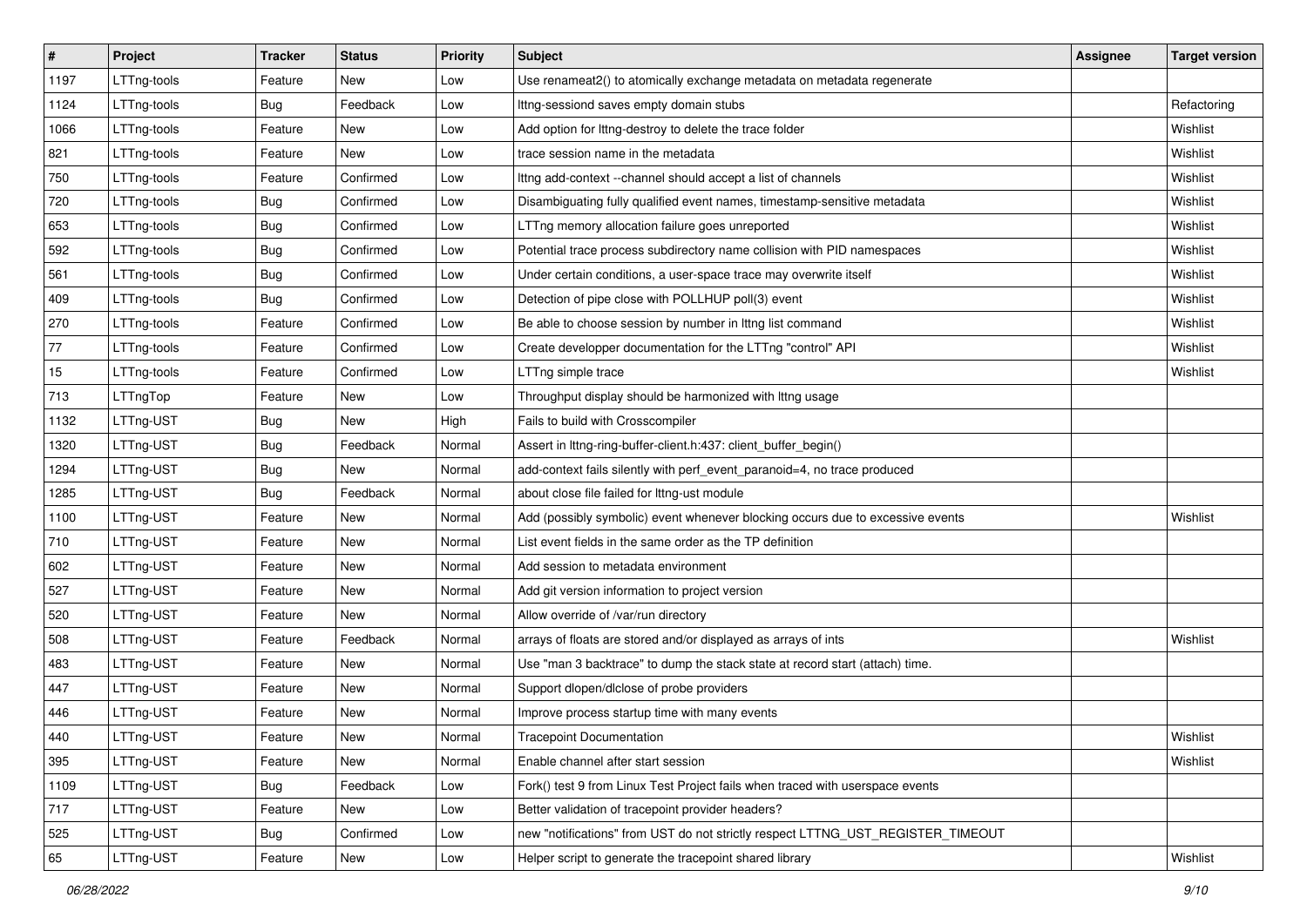| # | Project | Tracker | Status | Priority | Subject | Assignee | Target version |
|---|---|---|---|---|---|---|---|
| 1197 | LTTng-tools | Feature | New | Low | Use renameat2() to atomically exchange metadata on metadata regenerate | | |
| 1124 | LTTng-tools | Bug | Feedback | Low | lttng-sessiond saves empty domain stubs | | Refactoring |
| 1066 | LTTng-tools | Feature | New | Low | Add option for lttng-destroy to delete the trace folder | | Wishlist |
| 821 | LTTng-tools | Feature | New | Low | trace session name in the metadata | | Wishlist |
| 750 | LTTng-tools | Feature | Confirmed | Low | lttng add-context --channel should accept a list of channels | | Wishlist |
| 720 | LTTng-tools | Bug | Confirmed | Low | Disambiguating fully qualified event names, timestamp-sensitive metadata | | Wishlist |
| 653 | LTTng-tools | Bug | Confirmed | Low | LTTng memory allocation failure goes unreported | | Wishlist |
| 592 | LTTng-tools | Bug | Confirmed | Low | Potential trace process subdirectory name collision with PID namespaces | | Wishlist |
| 561 | LTTng-tools | Bug | Confirmed | Low | Under certain conditions, a user-space trace may overwrite itself | | Wishlist |
| 409 | LTTng-tools | Bug | Confirmed | Low | Detection of pipe close with POLLHUP poll(3) event | | Wishlist |
| 270 | LTTng-tools | Feature | Confirmed | Low | Be able to choose session by number in lttng list command | | Wishlist |
| 77 | LTTng-tools | Feature | Confirmed | Low | Create developper documentation for the LTTng "control" API | | Wishlist |
| 15 | LTTng-tools | Feature | Confirmed | Low | LTTng simple trace | | Wishlist |
| 713 | LTTngTop | Feature | New | Low | Throughput display should be harmonized with lttng usage | | |
| 1132 | LTTng-UST | Bug | New | High | Fails to build with Crosscompiler | | |
| 1320 | LTTng-UST | Bug | Feedback | Normal | Assert in lttng-ring-buffer-client.h:437: client_buffer_begin() | | |
| 1294 | LTTng-UST | Bug | New | Normal | add-context fails silently with perf_event_paranoid=4, no trace produced | | |
| 1285 | LTTng-UST | Bug | Feedback | Normal | about close file failed for lttng-ust module | | |
| 1100 | LTTng-UST | Feature | New | Normal | Add (possibly symbolic) event whenever blocking occurs due to excessive events | | Wishlist |
| 710 | LTTng-UST | Feature | New | Normal | List event fields in the same order as the TP definition | | |
| 602 | LTTng-UST | Feature | New | Normal | Add session to metadata environment | | |
| 527 | LTTng-UST | Feature | New | Normal | Add git version information to project version | | |
| 520 | LTTng-UST | Feature | New | Normal | Allow override of /var/run directory | | |
| 508 | LTTng-UST | Feature | Feedback | Normal | arrays of floats are stored and/or displayed as arrays of ints | | Wishlist |
| 483 | LTTng-UST | Feature | New | Normal | Use "man 3 backtrace" to dump the stack state at record start (attach) time. | | |
| 447 | LTTng-UST | Feature | New | Normal | Support dlopen/dlclose of probe providers | | |
| 446 | LTTng-UST | Feature | New | Normal | Improve process startup time with many events | | |
| 440 | LTTng-UST | Feature | New | Normal | Tracepoint Documentation | | Wishlist |
| 395 | LTTng-UST | Feature | New | Normal | Enable channel after start session | | Wishlist |
| 1109 | LTTng-UST | Bug | Feedback | Low | Fork() test 9 from Linux Test Project fails when traced with userspace events | | |
| 717 | LTTng-UST | Feature | New | Low | Better validation of tracepoint provider headers? | | |
| 525 | LTTng-UST | Bug | Confirmed | Low | new "notifications" from UST do not strictly respect LTTNG_UST_REGISTER_TIMEOUT | | |
| 65 | LTTng-UST | Feature | New | Low | Helper script to generate the tracepoint shared library | | Wishlist |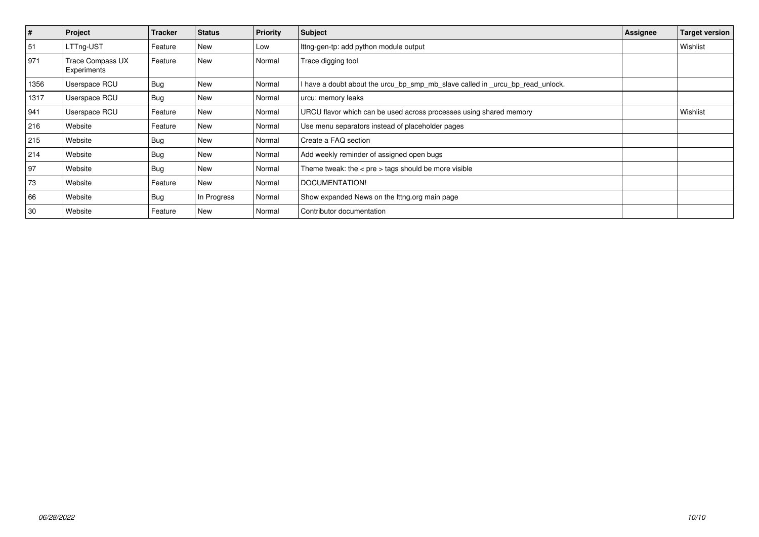| # | Project | Tracker | Status | Priority | Subject | Assignee | Target version |
|---|---|---|---|---|---|---|---|
| 51 | LTTng-UST | Feature | New | Low | lttng-gen-tp: add python module output | | Wishlist |
| 971 | Trace Compass UX Experiments | Feature | New | Normal | Trace digging tool | | |
| 1356 | Userspace RCU | Bug | New | Normal | I have a doubt about the urcu_bp_smp_mb_slave called in _urcu_bp_read_unlock. | | |
| 1317 | Userspace RCU | Bug | New | Normal | urcu: memory leaks | | |
| 941 | Userspace RCU | Feature | New | Normal | URCU flavor which can be used across processes using shared memory | | Wishlist |
| 216 | Website | Feature | New | Normal | Use menu separators instead of placeholder pages | | |
| 215 | Website | Bug | New | Normal | Create a FAQ section | | |
| 214 | Website | Bug | New | Normal | Add weekly reminder of assigned open bugs | | |
| 97 | Website | Bug | New | Normal | Theme tweak: the < pre > tags should be more visible | | |
| 73 | Website | Feature | New | Normal | DOCUMENTATION! | | |
| 66 | Website | Bug | In Progress | Normal | Show expanded News on the lttng.org main page | | |
| 30 | Website | Feature | New | Normal | Contributor documentation | | |